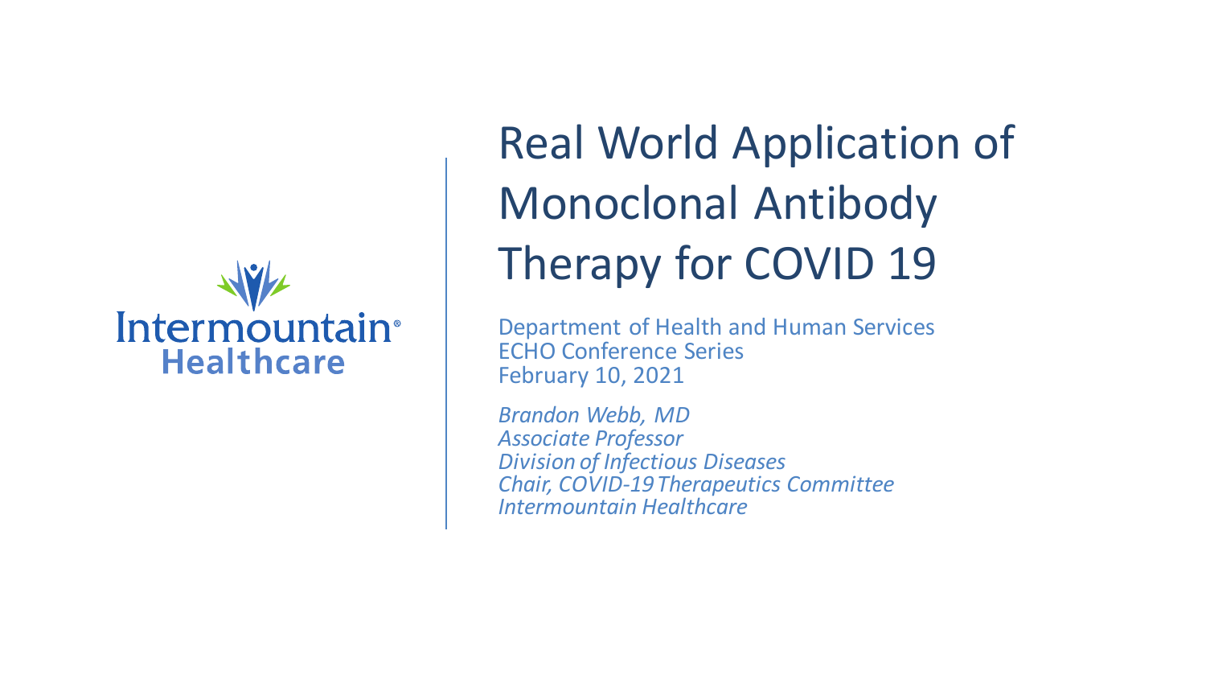Intermountain Healthcare

# Real World Application of Monoclonal Antibody Therapy for COVID 19

Department of Health and Human Services
ECHO Conference Series
February 10, 2021

*Brandon Webb, MD*
*Associate Professor*
*Division of Infectious Diseases*
*Chair, COVID-19 Therapeutics Committee*
*Intermountain Healthcare*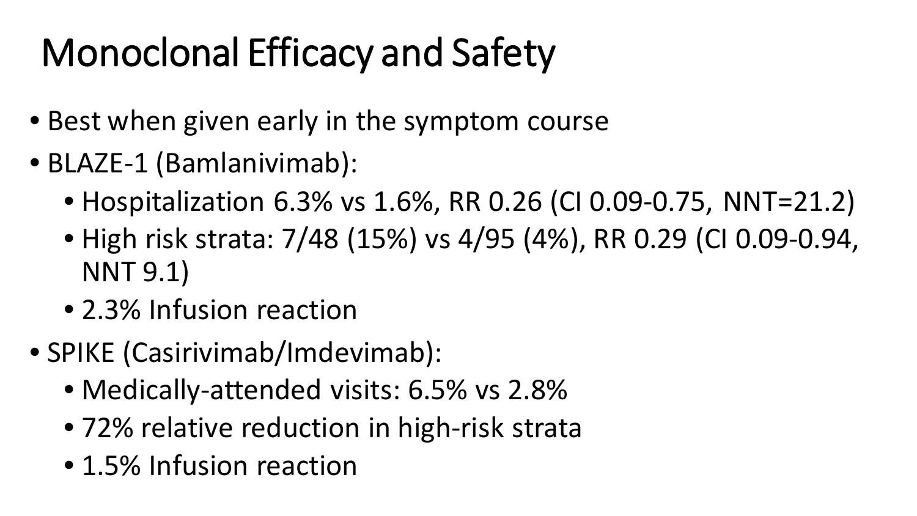# Monoclonal Efficacy and Safety

- Best when given early in the symptom course
- BLAZE-1 (Bamlanivimab):
  - Hospitalization 6.3% vs 1.6%, RR 0.26 (CI 0.09-0.75, NNT=21.2)
  - High risk strata: 7/48 (15%) vs 4/95 (4%), RR 0.29 (CI 0.09-0.94, NNT 9.1)
  - 2.3% Infusion reaction
- SPIKE (Casirivimab/Imdevimab):
  - Medically-attended visits: 6.5% vs 2.8%
  - 72% relative reduction in high-risk strata
  - 1.5% Infusion reaction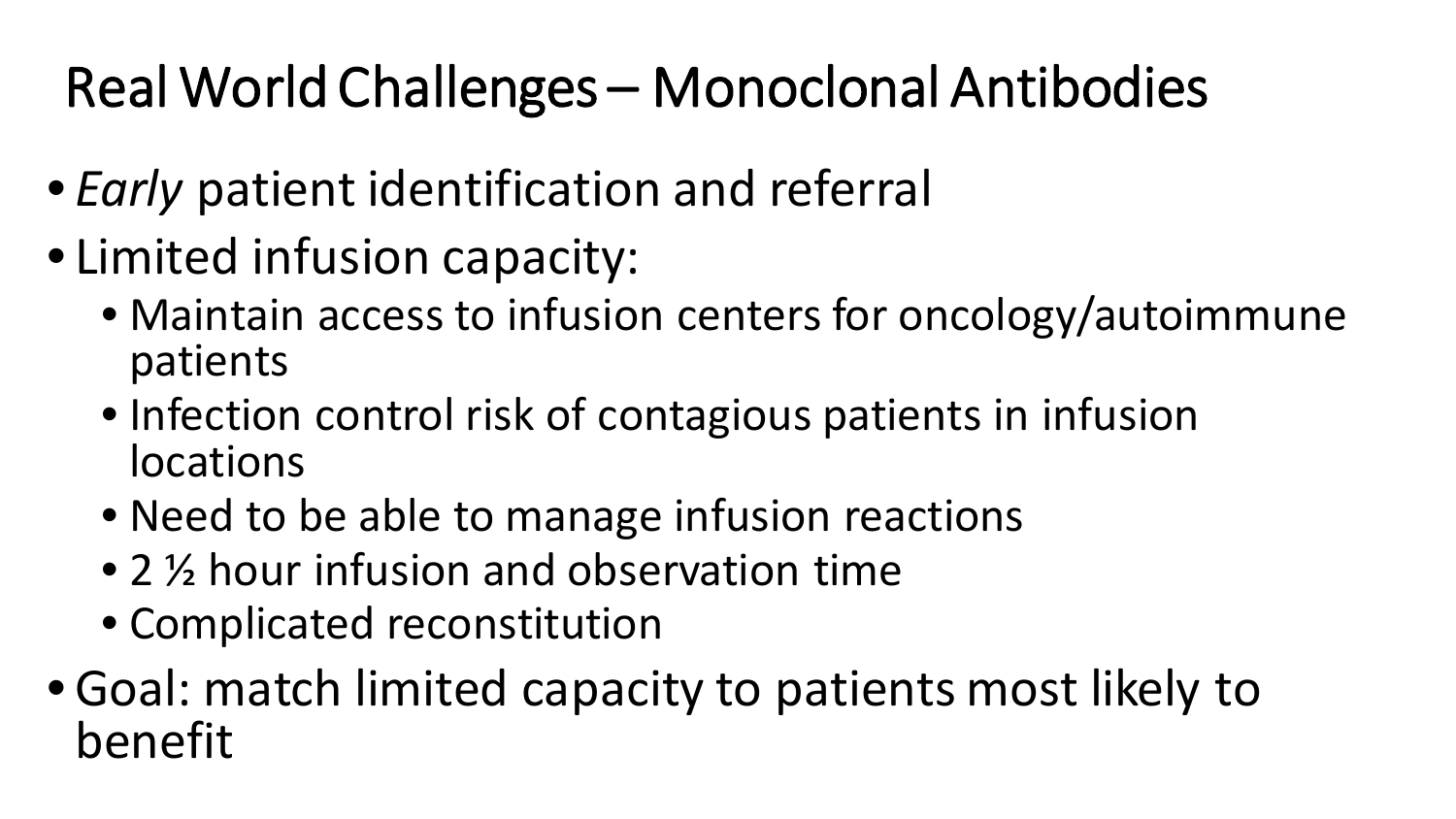# Real World Challenges – Monoclonal Antibodies

- *Early* patient identification and referral
- Limited infusion capacity:
  - Maintain access to infusion centers for oncology/autoimmune patients
  - Infection control risk of contagious patients in infusion locations
  - Need to be able to manage infusion reactions
  - 2 ½ hour infusion and observation time
  - Complicated reconstitution
- Goal: match limited capacity to patients most likely to benefit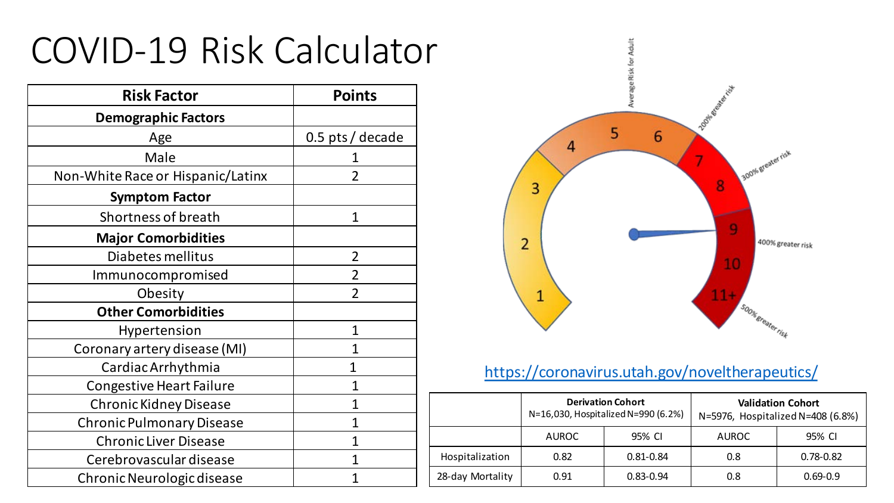# COVID-19 Risk Calculator

| Risk Factor | Points |
|---|---|
| **Demographic Factors** | |
| Age | 0.5 pts / decade |
| Male | 1 |
| Non-White Race or Hispanic/Latinx | 2 |
| **Symptom Factor** | |
| Shortness of breath | 1 |
| **Major Comorbidities** | |
| Diabetes mellitus | 2 |
| Immunocompromised | 2 |
| Obesity | 2 |
| **Other Comorbidities** | |
| Hypertension | 1 |
| Coronary artery disease (MI) | 1 |
| Cardiac Arrhythmia | 1 |
| Congestive Heart Failure | 1 |
| Chronic Kidney Disease | 1 |
| Chronic Pulmonary Disease | 1 |
| Chronic Liver Disease | 1 |
| Cerebrovascular disease | 1 |
| Chronic Neurologic disease | 1 |

Average Risk for Adult

200% greater risk

300% greater risk

400% greater risk

500% greater risk

1 2 3 4 5 6 7 8 9 10 11+

https://coronavirus.utah.gov/noveltherapeutics/

| | Derivation Cohort N=16,030, Hospitalized N=990 (6.2%) | | Validation Cohort N=5976, Hospitalized N=408 (6.8%) | |
|---|---|---|---|---|
| | AUROC | 95% CI | AUROC | 95% CI |
| Hospitalization | 0.82 | 0.81-0.84 | 0.8 | 0.78-0.82 |
| 28-day Mortality | 0.91 | 0.83-0.94 | 0.8 | 0.69-0.9 |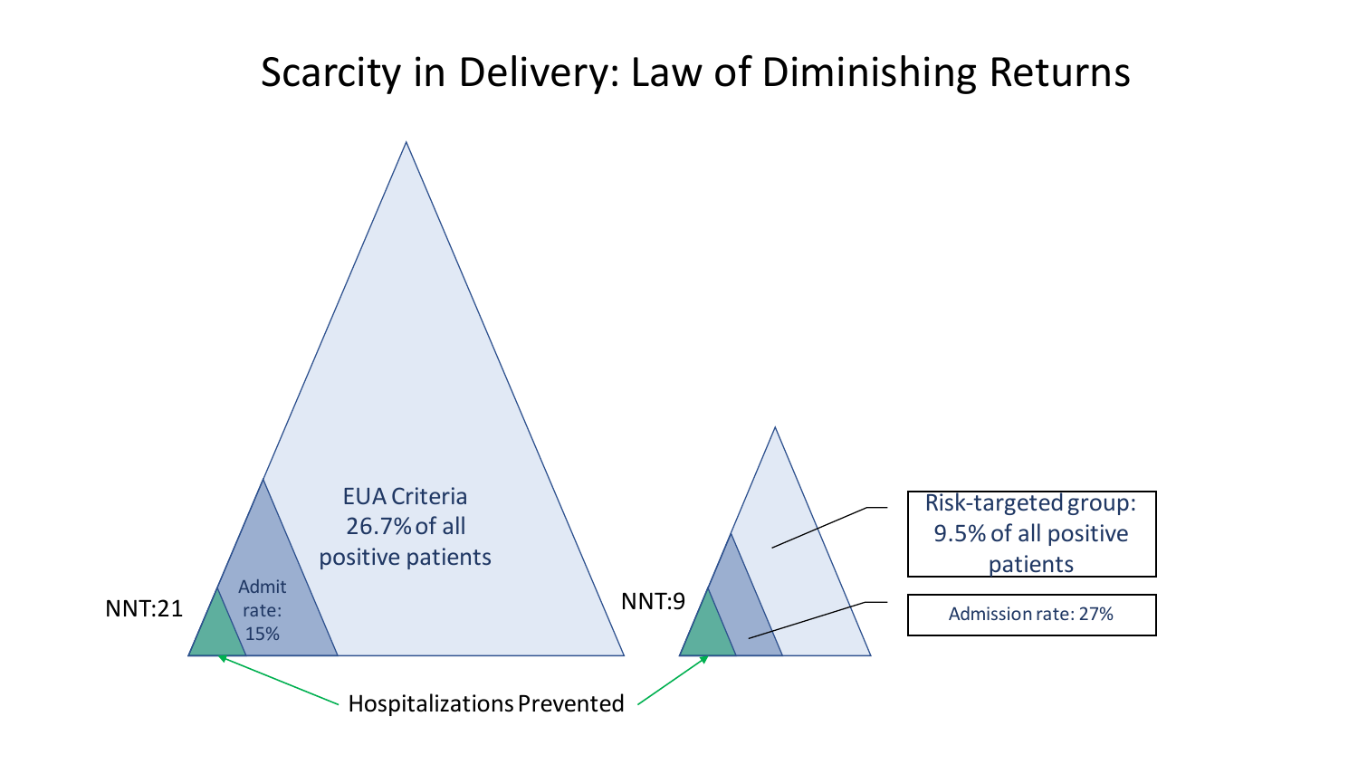# Scarcity in Delivery: Law of Diminishing Returns

EUA Criteria 26.7% of all positive patients

Admit rate: 15%

NNT:21

NNT:9

Risk-targeted group: 9.5% of all positive patients

Admission rate: 27%

Hospitalizations Prevented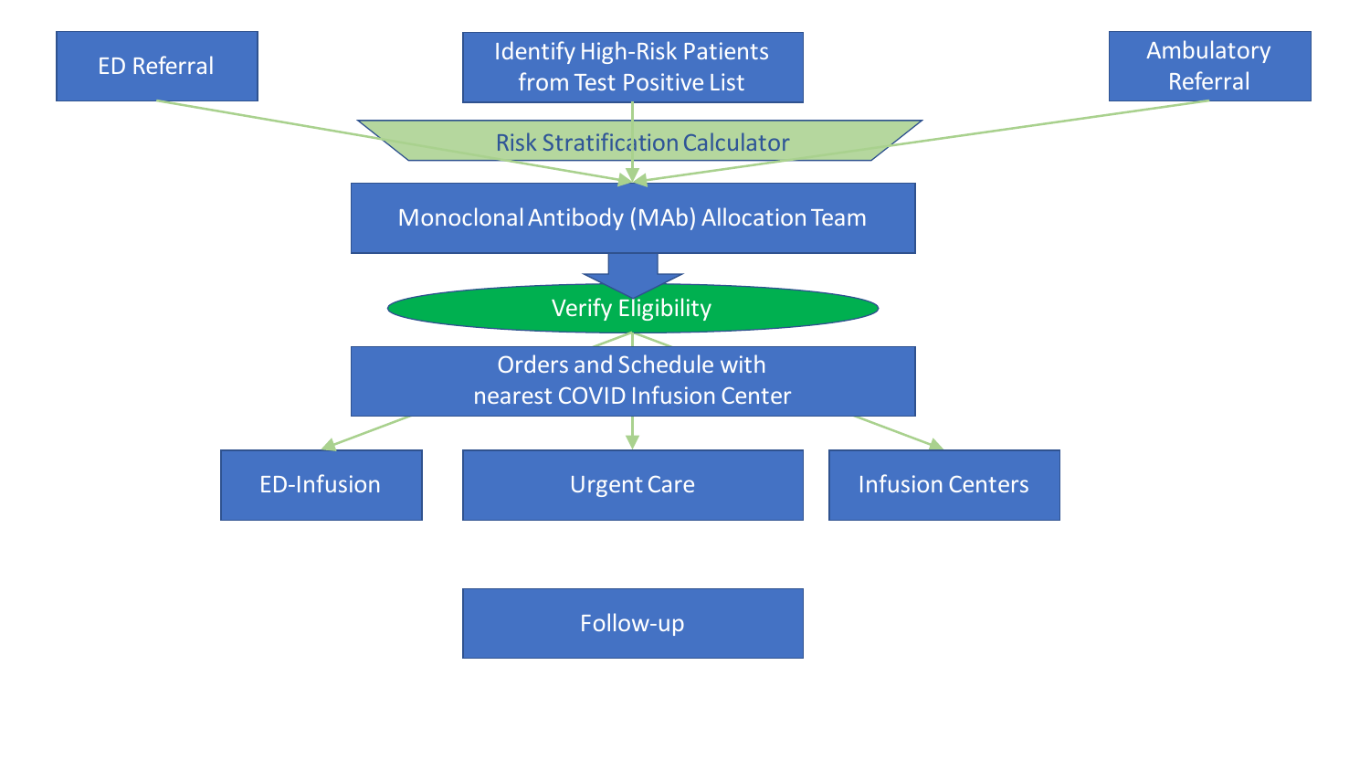ED Referral

Identify High-Risk Patients from Test Positive List

Ambulatory Referral

Risk Stratification Calculator

Monoclonal Antibody (MAb) Allocation Team

Verify Eligibility

Orders and Schedule with nearest COVID Infusion Center

ED-Infusion

Urgent Care

Infusion Centers

Follow-up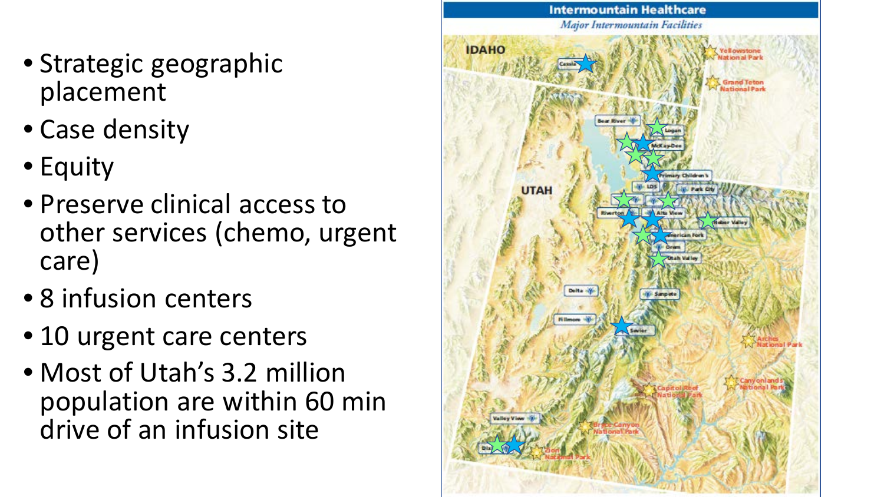- Strategic geographic placement
- Case density
- Equity
- Preserve clinical access to other services (chemo, urgent care)
- 8 infusion centers
- 10 urgent care centers
- Most of Utah's 3.2 million population are within 60 min drive of an infusion site

**Intermountain Healthcare**

*Major Intermountain Facilities*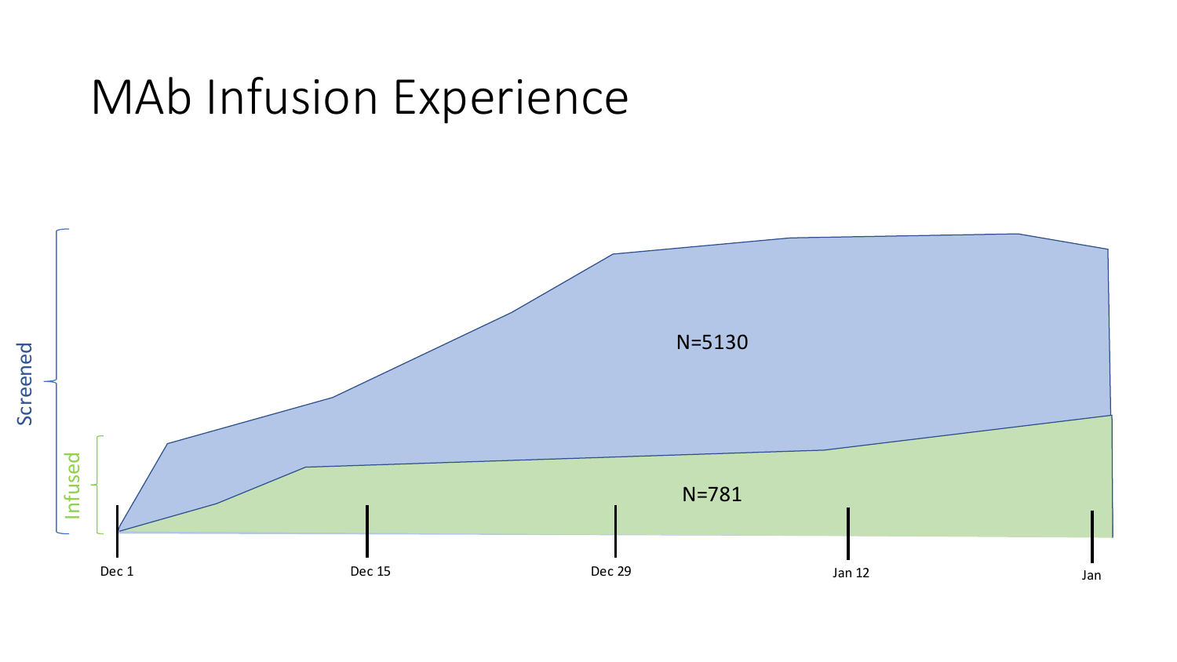# MAb Infusion Experience

Screened

Infused

N=5130

N=781

Dec 1 | Dec 15 | Dec 29 | Jan 12 | Jan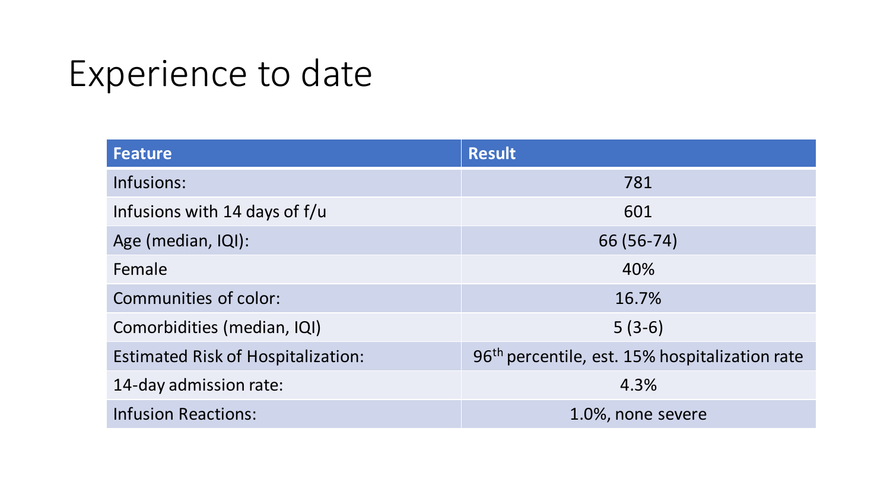# Experience to date

| Feature | Result |
|---|---|
| Infusions: | 781 |
| Infusions with 14 days of f/u | 601 |
| Age (median, IQI): | 66 (56-74) |
| Female | 40% |
| Communities of color: | 16.7% |
| Comorbidities (median, IQI) | 5 (3-6) |
| Estimated Risk of Hospitalization: | 96$^{th}$ percentile, est. 15% hospitalization rate |
| 14-day admission rate: | 4.3% |
| Infusion Reactions: | 1.0%, none severe |